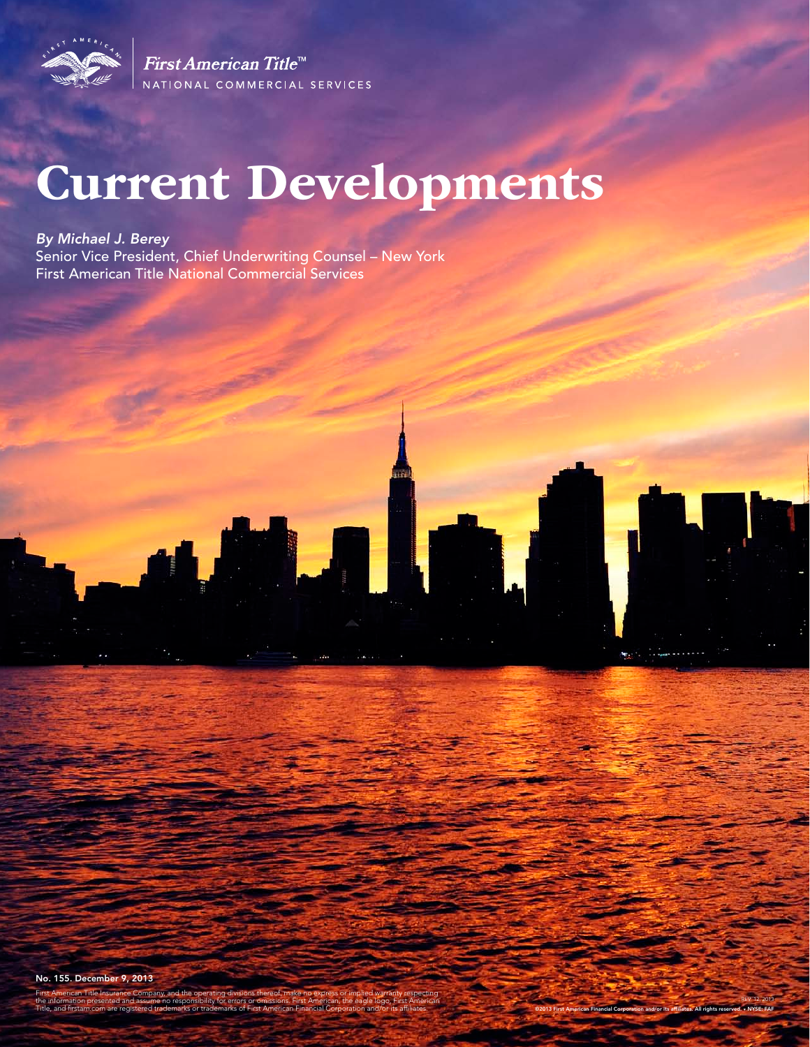First American Title™
NATIONAL COMMERCIAL SERVICES

# Current Developments

*By Michael J. Berey*
Senior Vice President, Chief Underwriting Counsel – New York
First American Title National Commercial Services

**No. 155. December 9, 2013**

First American Title Insurance Company, and the operating divisions thereof, make no express or implied warranty respecting the information presented and assume no responsibility for errors or omissions. First American, the eagle logo, First American Title, and firstam.com are registered trademarks or trademarks of First American Financial Corporation and/or its affiliates.

©2013 First American Financial Corporation and/or its affiliates. All rights reserved. • NYSE: FAF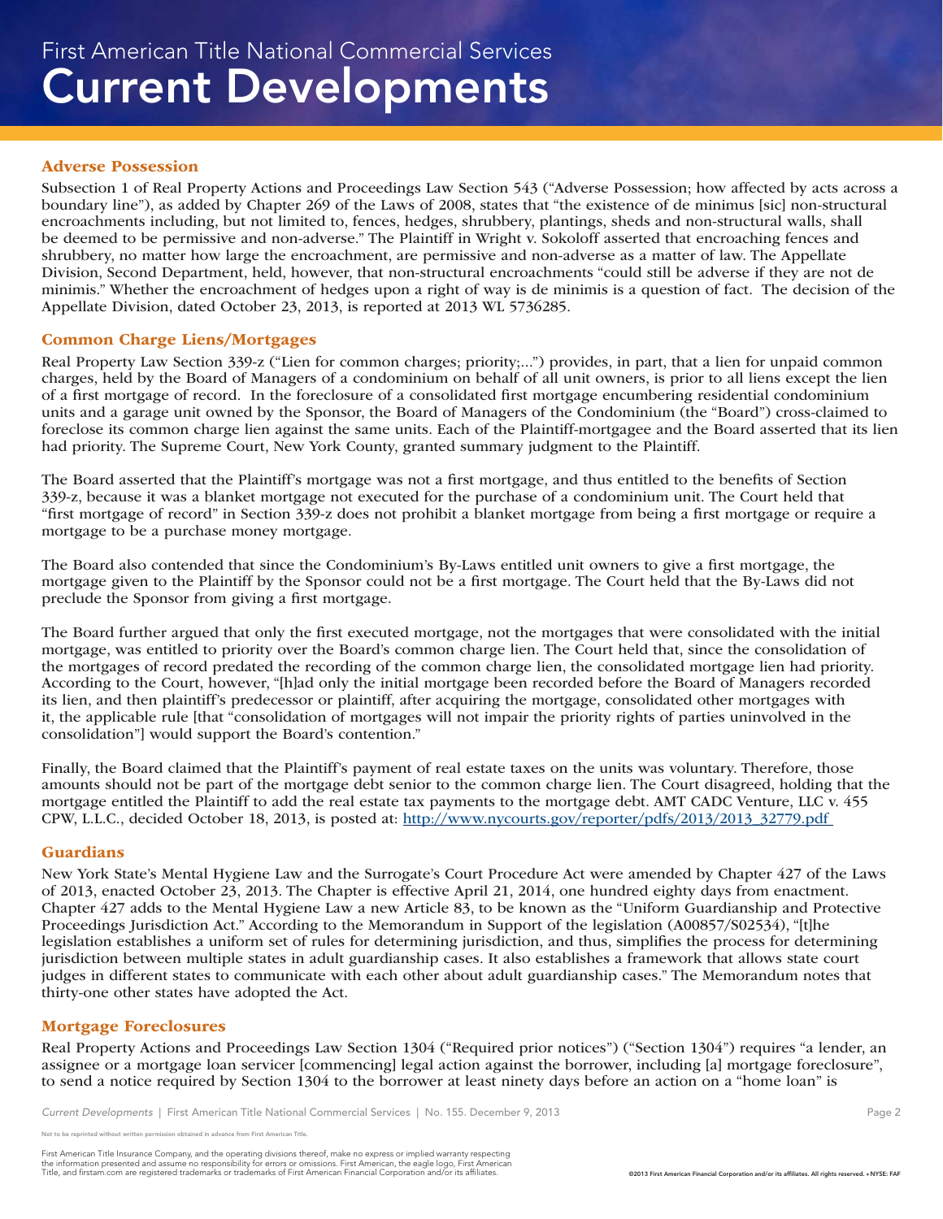## Adverse Possession

Subsection 1 of Real Property Actions and Proceedings Law Section 543 ("Adverse Possession; how affected by acts across a boundary line"), as added by Chapter 269 of the Laws of 2008, states that "the existence of de minimus [sic] non-structural encroachments including, but not limited to, fences, hedges, shrubbery, plantings, sheds and non-structural walls, shall be deemed to be permissive and non-adverse." The Plaintiff in Wright v. Sokoloff asserted that encroaching fences and shrubbery, no matter how large the encroachment, are permissive and non-adverse as a matter of law. The Appellate Division, Second Department, held, however, that non-structural encroachments "could still be adverse if they are not de minimis." Whether the encroachment of hedges upon a right of way is de minimis is a question of fact. The decision of the Appellate Division, dated October 23, 2013, is reported at 2013 WL 5736285.

## Common Charge Liens/Mortgages

Real Property Law Section 339-z ("Lien for common charges; priority;...") provides, in part, that a lien for unpaid common charges, held by the Board of Managers of a condominium on behalf of all unit owners, is prior to all liens except the lien of a first mortgage of record. In the foreclosure of a consolidated first mortgage encumbering residential condominium units and a garage unit owned by the Sponsor, the Board of Managers of the Condominium (the "Board") cross-claimed to foreclose its common charge lien against the same units. Each of the Plaintiff-mortgagee and the Board asserted that its lien had priority. The Supreme Court, New York County, granted summary judgment to the Plaintiff.

The Board asserted that the Plaintiff's mortgage was not a first mortgage, and thus entitled to the benefits of Section 339-z, because it was a blanket mortgage not executed for the purchase of a condominium unit. The Court held that "first mortgage of record" in Section 339-z does not prohibit a blanket mortgage from being a first mortgage or require a mortgage to be a purchase money mortgage.

The Board also contended that since the Condominium's By-Laws entitled unit owners to give a first mortgage, the mortgage given to the Plaintiff by the Sponsor could not be a first mortgage. The Court held that the By-Laws did not preclude the Sponsor from giving a first mortgage.

The Board further argued that only the first executed mortgage, not the mortgages that were consolidated with the initial mortgage, was entitled to priority over the Board's common charge lien. The Court held that, since the consolidation of the mortgages of record predated the recording of the common charge lien, the consolidated mortgage lien had priority. According to the Court, however, "[h]ad only the initial mortgage been recorded before the Board of Managers recorded its lien, and then plaintiff's predecessor or plaintiff, after acquiring the mortgage, consolidated other mortgages with it, the applicable rule [that "consolidation of mortgages will not impair the priority rights of parties uninvolved in the consolidation"] would support the Board's contention."

Finally, the Board claimed that the Plaintiff's payment of real estate taxes on the units was voluntary. Therefore, those amounts should not be part of the mortgage debt senior to the common charge lien. The Court disagreed, holding that the mortgage entitled the Plaintiff to add the real estate tax payments to the mortgage debt. AMT CADC Venture, LLC v. 455 CPW, L.L.C., decided October 18, 2013, is posted at: [http://www.nycourts.gov/reporter/pdfs/2013/2013_32779.pdf](http://www.nycourts.gov/reporter/pdfs/2013/2013_32779.pdf)

## Guardians

New York State's Mental Hygiene Law and the Surrogate's Court Procedure Act were amended by Chapter 427 of the Laws of 2013, enacted October 23, 2013. The Chapter is effective April 21, 2014, one hundred eighty days from enactment. Chapter 427 adds to the Mental Hygiene Law a new Article 83, to be known as the "Uniform Guardianship and Protective Proceedings Jurisdiction Act." According to the Memorandum in Support of the legislation (A00857/S02534), "[t]he legislation establishes a uniform set of rules for determining jurisdiction, and thus, simplifies the process for determining jurisdiction between multiple states in adult guardianship cases. It also establishes a framework that allows state court judges in different states to communicate with each other about adult guardianship cases." The Memorandum notes that thirty-one other states have adopted the Act.

## Mortgage Foreclosures

Real Property Actions and Proceedings Law Section 1304 ("Required prior notices") ("Section 1304") requires "a lender, an assignee or a mortgage loan servicer [commencing] legal action against the borrower, including [a] mortgage foreclosure", to send a notice required by Section 1304 to the borrower at least ninety days before an action on a "home loan" is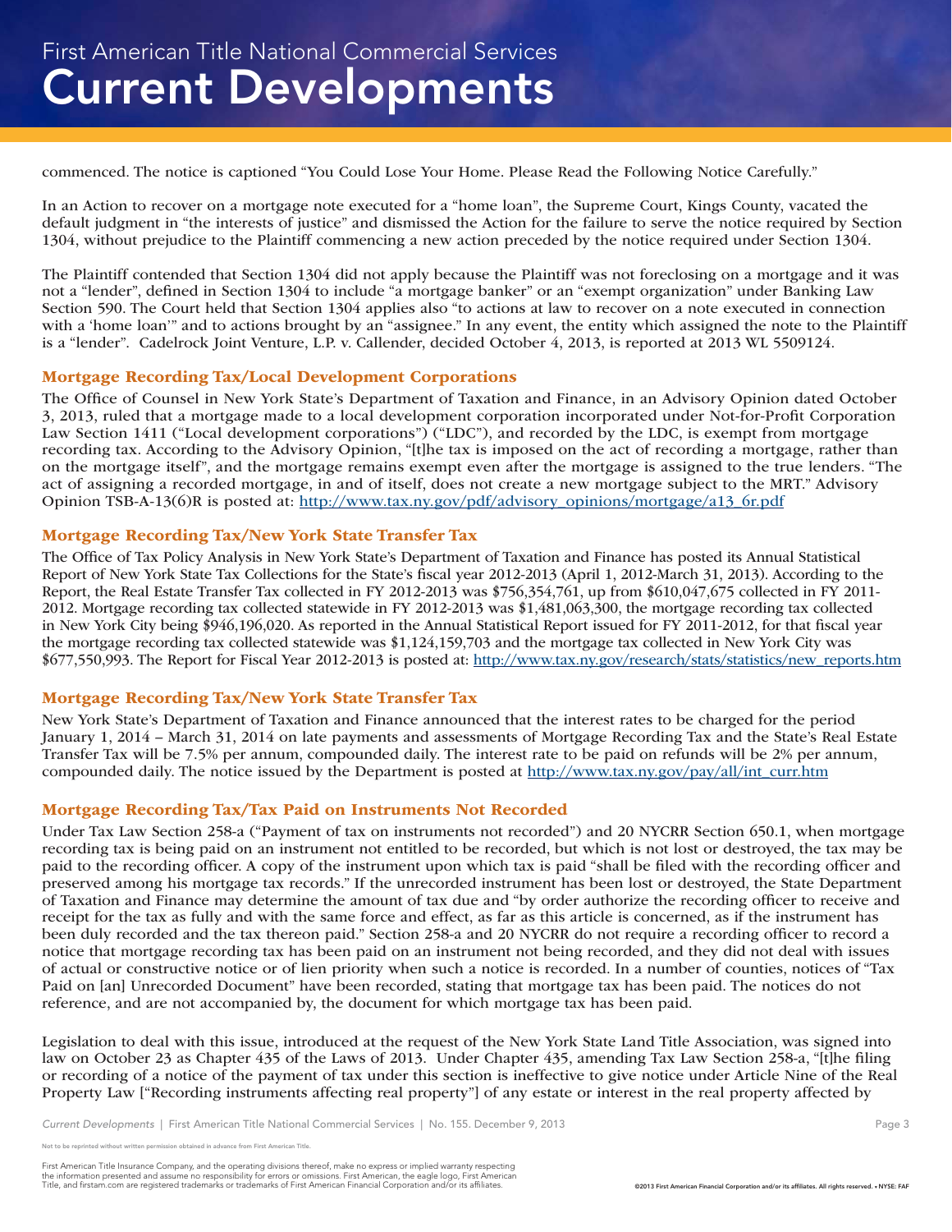commenced. The notice is captioned "You Could Lose Your Home. Please Read the Following Notice Carefully."

In an Action to recover on a mortgage note executed for a "home loan", the Supreme Court, Kings County, vacated the default judgment in "the interests of justice" and dismissed the Action for the failure to serve the notice required by Section 1304, without prejudice to the Plaintiff commencing a new action preceded by the notice required under Section 1304.

The Plaintiff contended that Section 1304 did not apply because the Plaintiff was not foreclosing on a mortgage and it was not a "lender", defined in Section 1304 to include "a mortgage banker" or an "exempt organization" under Banking Law Section 590. The Court held that Section 1304 applies also "to actions at law to recover on a note executed in connection with a 'home loan'" and to actions brought by an "assignee." In any event, the entity which assigned the note to the Plaintiff is a "lender". Cadelrock Joint Venture, L.P. v. Callender, decided October 4, 2013, is reported at 2013 WL 5509124.

### Mortgage Recording Tax/Local Development Corporations

The Office of Counsel in New York State's Department of Taxation and Finance, in an Advisory Opinion dated October 3, 2013, ruled that a mortgage made to a local development corporation incorporated under Not-for-Profit Corporation Law Section 1411 ("Local development corporations") ("LDC"), and recorded by the LDC, is exempt from mortgage recording tax. According to the Advisory Opinion, "[t]he tax is imposed on the act of recording a mortgage, rather than on the mortgage itself", and the mortgage remains exempt even after the mortgage is assigned to the true lenders. "The act of assigning a recorded mortgage, in and of itself, does not create a new mortgage subject to the MRT." Advisory Opinion TSB-A-13(6)R is posted at: http://www.tax.ny.gov/pdf/advisory_opinions/mortgage/a13_6r.pdf

### Mortgage Recording Tax/New York State Transfer Tax

The Office of Tax Policy Analysis in New York State's Department of Taxation and Finance has posted its Annual Statistical Report of New York State Tax Collections for the State's fiscal year 2012-2013 (April 1, 2012-March 31, 2013). According to the Report, the Real Estate Transfer Tax collected in FY 2012-2013 was $756,354,761, up from $610,047,675 collected in FY 2011-2012. Mortgage recording tax collected statewide in FY 2012-2013 was $1,481,063,300, the mortgage recording tax collected in New York City being $946,196,020. As reported in the Annual Statistical Report issued for FY 2011-2012, for that fiscal year the mortgage recording tax collected statewide was $1,124,159,703 and the mortgage tax collected in New York City was $677,550,993. The Report for Fiscal Year 2012-2013 is posted at: http://www.tax.ny.gov/research/stats/statistics/new_reports.htm

### Mortgage Recording Tax/New York State Transfer Tax

New York State's Department of Taxation and Finance announced that the interest rates to be charged for the period January 1, 2014 – March 31, 2014 on late payments and assessments of Mortgage Recording Tax and the State's Real Estate Transfer Tax will be 7.5% per annum, compounded daily. The interest rate to be paid on refunds will be 2% per annum, compounded daily. The notice issued by the Department is posted at http://www.tax.ny.gov/pay/all/int_curr.htm

### Mortgage Recording Tax/Tax Paid on Instruments Not Recorded

Under Tax Law Section 258-a ("Payment of tax on instruments not recorded") and 20 NYCRR Section 650.1, when mortgage recording tax is being paid on an instrument not entitled to be recorded, but which is not lost or destroyed, the tax may be paid to the recording officer. A copy of the instrument upon which tax is paid "shall be filed with the recording officer and preserved among his mortgage tax records." If the unrecorded instrument has been lost or destroyed, the State Department of Taxation and Finance may determine the amount of tax due and "by order authorize the recording officer to receive and receipt for the tax as fully and with the same force and effect, as far as this article is concerned, as if the instrument has been duly recorded and the tax thereon paid." Section 258-a and 20 NYCRR do not require a recording officer to record a notice that mortgage recording tax has been paid on an instrument not being recorded, and they did not deal with issues of actual or constructive notice or of lien priority when such a notice is recorded. In a number of counties, notices of "Tax Paid on [an] Unrecorded Document" have been recorded, stating that mortgage tax has been paid. The notices do not reference, and are not accompanied by, the document for which mortgage tax has been paid.

Legislation to deal with this issue, introduced at the request of the New York State Land Title Association, was signed into law on October 23 as Chapter 435 of the Laws of 2013. Under Chapter 435, amending Tax Law Section 258-a, "[t]he filing or recording of a notice of the payment of tax under this section is ineffective to give notice under Article Nine of the Real Property Law ["Recording instruments affecting real property"] of any estate or interest in the real property affected by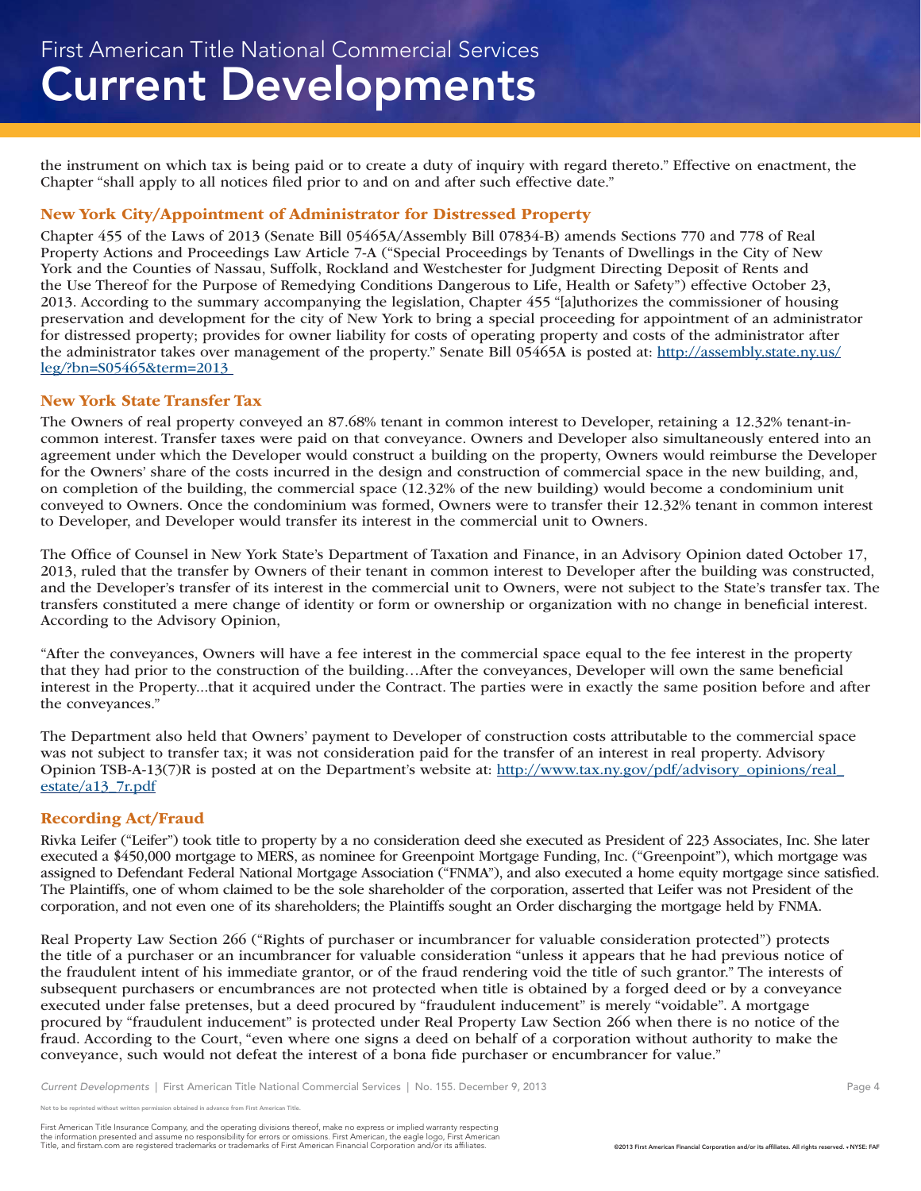the instrument on which tax is being paid or to create a duty of inquiry with regard thereto." Effective on enactment, the Chapter "shall apply to all notices filed prior to and on and after such effective date."

### New York City/Appointment of Administrator for Distressed Property

Chapter 455 of the Laws of 2013 (Senate Bill 05465A/Assembly Bill 07834-B) amends Sections 770 and 778 of Real Property Actions and Proceedings Law Article 7-A ("Special Proceedings by Tenants of Dwellings in the City of New York and the Counties of Nassau, Suffolk, Rockland and Westchester for Judgment Directing Deposit of Rents and the Use Thereof for the Purpose of Remedying Conditions Dangerous to Life, Health or Safety") effective October 23, 2013. According to the summary accompanying the legislation, Chapter 455 "[a]uthorizes the commissioner of housing preservation and development for the city of New York to bring a special proceeding for appointment of an administrator for distressed property; provides for owner liability for costs of operating property and costs of the administrator after the administrator takes over management of the property." Senate Bill 05465A is posted at: [http://assembly.state.ny.us/leg/?bn=S05465&term=2013](http://assembly.state.ny.us/leg/?bn=S05465&term=2013)

### New York State Transfer Tax

The Owners of real property conveyed an 87.68% tenant in common interest to Developer, retaining a 12.32% tenant-in-common interest. Transfer taxes were paid on that conveyance. Owners and Developer also simultaneously entered into an agreement under which the Developer would construct a building on the property, Owners would reimburse the Developer for the Owners' share of the costs incurred in the design and construction of commercial space in the new building, and, on completion of the building, the commercial space (12.32% of the new building) would become a condominium unit conveyed to Owners. Once the condominium was formed, Owners were to transfer their 12.32% tenant in common interest to Developer, and Developer would transfer its interest in the commercial unit to Owners.

The Office of Counsel in New York State's Department of Taxation and Finance, in an Advisory Opinion dated October 17, 2013, ruled that the transfer by Owners of their tenant in common interest to Developer after the building was constructed, and the Developer's transfer of its interest in the commercial unit to Owners, were not subject to the State's transfer tax. The transfers constituted a mere change of identity or form or ownership or organization with no change in beneficial interest. According to the Advisory Opinion,

"After the conveyances, Owners will have a fee interest in the commercial space equal to the fee interest in the property that they had prior to the construction of the building…After the conveyances, Developer will own the same beneficial interest in the Property...that it acquired under the Contract. The parties were in exactly the same position before and after the conveyances."

The Department also held that Owners' payment to Developer of construction costs attributable to the commercial space was not subject to transfer tax; it was not consideration paid for the transfer of an interest in real property. Advisory Opinion TSB-A-13(7)R is posted at on the Department's website at: [http://www.tax.ny.gov/pdf/advisory_opinions/real_estate/a13_7r.pdf](http://www.tax.ny.gov/pdf/advisory_opinions/real_estate/a13_7r.pdf)

### Recording Act/Fraud

Rivka Leifer ("Leifer") took title to property by a no consideration deed she executed as President of 223 Associates, Inc. She later executed a $450,000 mortgage to MERS, as nominee for Greenpoint Mortgage Funding, Inc. ("Greenpoint"), which mortgage was assigned to Defendant Federal National Mortgage Association ("FNMA"), and also executed a home equity mortgage since satisfied. The Plaintiffs, one of whom claimed to be the sole shareholder of the corporation, asserted that Leifer was not President of the corporation, and not even one of its shareholders; the Plaintiffs sought an Order discharging the mortgage held by FNMA.

Real Property Law Section 266 ("Rights of purchaser or incumbrancer for valuable consideration protected") protects the title of a purchaser or an incumbrancer for valuable consideration "unless it appears that he had previous notice of the fraudulent intent of his immediate grantor, or of the fraud rendering void the title of such grantor." The interests of subsequent purchasers or encumbrances are not protected when title is obtained by a forged deed or by a conveyance executed under false pretenses, but a deed procured by "fraudulent inducement" is merely "voidable". A mortgage procured by "fraudulent inducement" is protected under Real Property Law Section 266 when there is no notice of the fraud. According to the Court, "even where one signs a deed on behalf of a corporation without authority to make the conveyance, such would not defeat the interest of a bona fide purchaser or encumbrancer for value."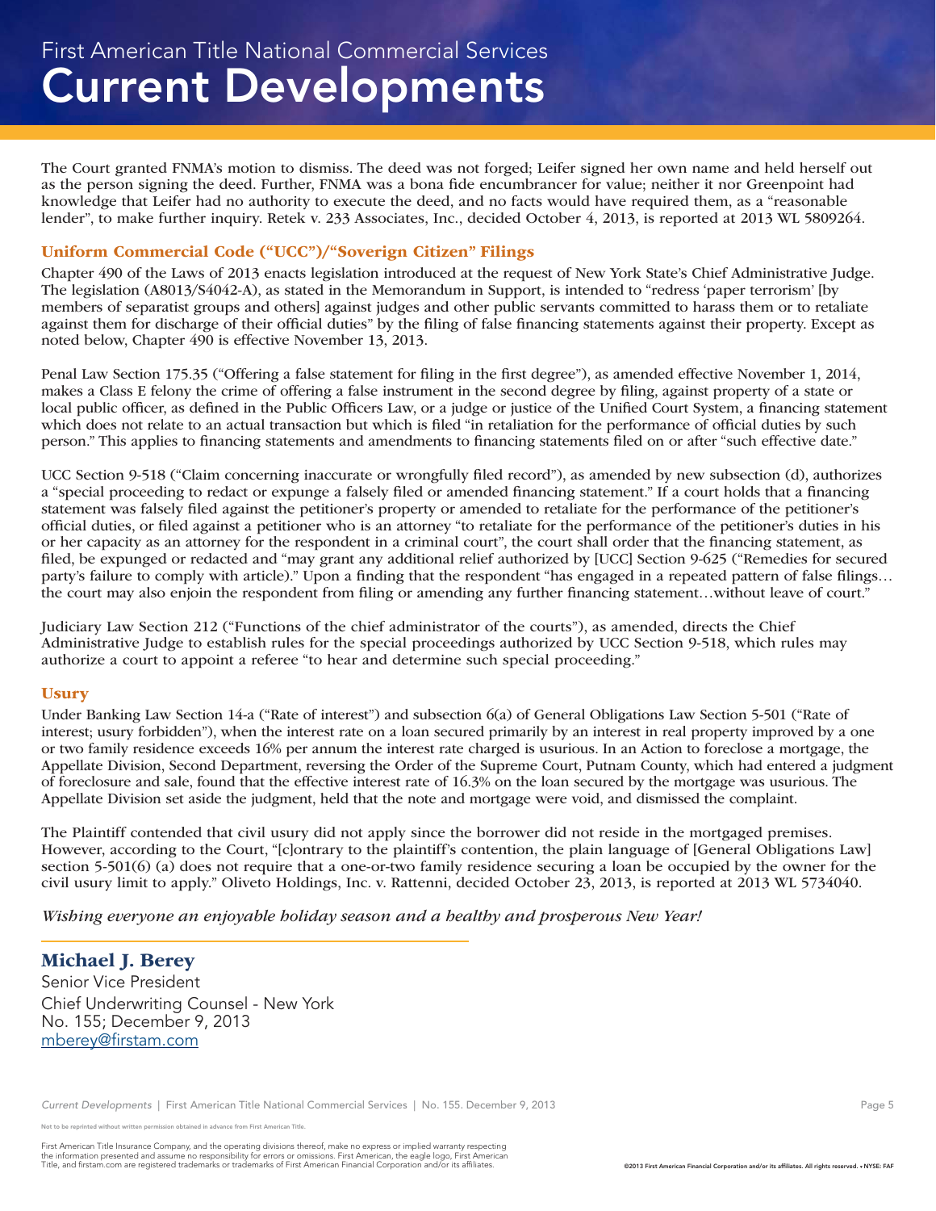The Court granted FNMA's motion to dismiss. The deed was not forged; Leifer signed her own name and held herself out as the person signing the deed. Further, FNMA was a bona fide encumbrancer for value; neither it nor Greenpoint had knowledge that Leifer had no authority to execute the deed, and no facts would have required them, as a "reasonable lender", to make further inquiry. Retek v. 233 Associates, Inc., decided October 4, 2013, is reported at 2013 WL 5809264.

### Uniform Commercial Code ("UCC")/"Soverign Citizen" Filings

Chapter 490 of the Laws of 2013 enacts legislation introduced at the request of New York State's Chief Administrative Judge. The legislation (A8013/S4042-A), as stated in the Memorandum in Support, is intended to "redress 'paper terrorism' [by members of separatist groups and others] against judges and other public servants committed to harass them or to retaliate against them for discharge of their official duties" by the filing of false financing statements against their property. Except as noted below, Chapter 490 is effective November 13, 2013.

Penal Law Section 175.35 ("Offering a false statement for filing in the first degree"), as amended effective November 1, 2014, makes a Class E felony the crime of offering a false instrument in the second degree by filing, against property of a state or local public officer, as defined in the Public Officers Law, or a judge or justice of the Unified Court System, a financing statement which does not relate to an actual transaction but which is filed "in retaliation for the performance of official duties by such person." This applies to financing statements and amendments to financing statements filed on or after "such effective date."

UCC Section 9-518 ("Claim concerning inaccurate or wrongfully filed record"), as amended by new subsection (d), authorizes a "special proceeding to redact or expunge a falsely filed or amended financing statement." If a court holds that a financing statement was falsely filed against the petitioner's property or amended to retaliate for the performance of the petitioner's official duties, or filed against a petitioner who is an attorney "to retaliate for the performance of the petitioner's duties in his or her capacity as an attorney for the respondent in a criminal court", the court shall order that the financing statement, as filed, be expunged or redacted and "may grant any additional relief authorized by [UCC] Section 9-625 ("Remedies for secured party's failure to comply with article)." Upon a finding that the respondent "has engaged in a repeated pattern of false filings… the court may also enjoin the respondent from filing or amending any further financing statement…without leave of court."

Judiciary Law Section 212 ("Functions of the chief administrator of the courts"), as amended, directs the Chief Administrative Judge to establish rules for the special proceedings authorized by UCC Section 9-518, which rules may authorize a court to appoint a referee "to hear and determine such special proceeding."

### Usury

Under Banking Law Section 14-a ("Rate of interest") and subsection 6(a) of General Obligations Law Section 5-501 ("Rate of interest; usury forbidden"), when the interest rate on a loan secured primarily by an interest in real property improved by a one or two family residence exceeds 16% per annum the interest rate charged is usurious. In an Action to foreclose a mortgage, the Appellate Division, Second Department, reversing the Order of the Supreme Court, Putnam County, which had entered a judgment of foreclosure and sale, found that the effective interest rate of 16.3% on the loan secured by the mortgage was usurious. The Appellate Division set aside the judgment, held that the note and mortgage were void, and dismissed the complaint.

The Plaintiff contended that civil usury did not apply since the borrower did not reside in the mortgaged premises. However, according to the Court, "[c]ontrary to the plaintiff's contention, the plain language of [General Obligations Law] section 5-501(6) (a) does not require that a one-or-two family residence securing a loan be occupied by the owner for the civil usury limit to apply." Oliveto Holdings, Inc. v. Rattenni, decided October 23, 2013, is reported at 2013 WL 5734040.

*Wishing everyone an enjoyable holiday season and a healthy and prosperous New Year!*

**Michael J. Berey**
Senior Vice President
Chief Underwriting Counsel - New York
No. 155; December 9, 2013
mberey@firstam.com

Not to be reprinted without written permission obtained in advance from First American Title.

First American Title Insurance Company, and the operating divisions thereof, make no express or implied warranty respecting the information presented and assume no responsibility for errors or omissions. First American, the eagle logo, First American Title, and firstam.com are registered trademarks or trademarks of First American Financial Corporation and/or its affiliates.

©2013 First American Financial Corporation and/or its affiliates. All rights reserved. • NYSE: FAF